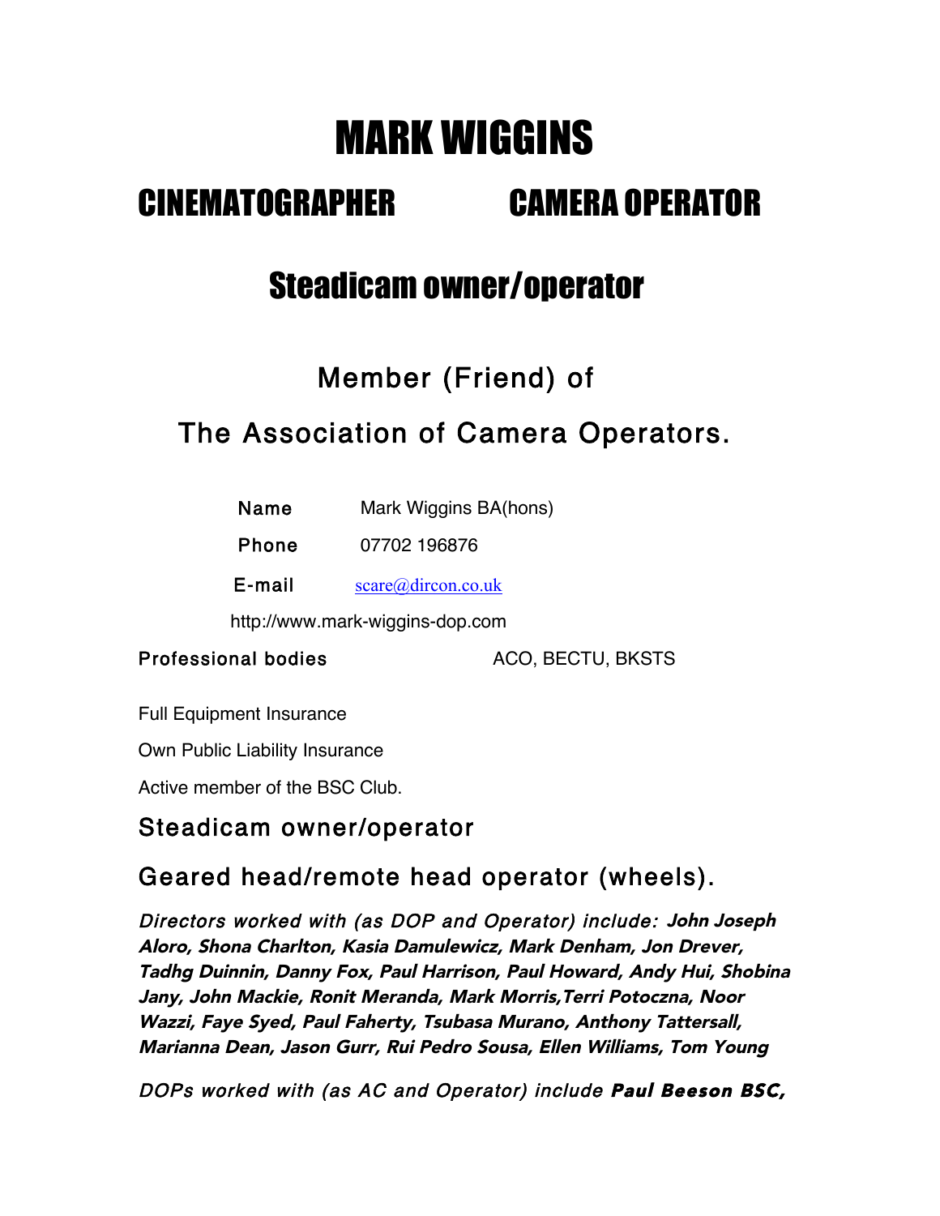# MARK WIGGINS

## CINEMATOGRAPHER CAMERA OPERATOR

## Steadicam owner/operator

### Member (Friend) of

### The Association of Camera Operators.

| | |
|---|---|
| **Name** | Mark Wiggins BA(hons) |
| **Phone** | 07702 196876 |
| **E-mail** | scare@dircon.co.uk |

http://www.mark-wiggins-dop.com

**Professional bodies** ACO, BECTU, BKSTS

Full Equipment Insurance

Own Public Liability Insurance

Active member of the BSC Club.

### Steadicam owner/operator

### Geared head/remote head operator (wheels).

*Directors worked with (as DOP and Operator) include:* ***John Joseph Aloro, Shona Charlton, Kasia Damulewicz, Mark Denham, Jon Drever, Tadhg Duinnin, Danny Fox, Paul Harrison, Paul Howard, Andy Hui, Shobina Jany, John Mackie, Ronit Meranda, Mark Morris,Terri Potoczna, Noor Wazzi, Faye Syed, Paul Faherty, Tsubasa Murano, Anthony Tattersall, Marianna Dean, Jason Gurr, Rui Pedro Sousa, Ellen Williams, Tom Young***

*DOPs worked with (as AC and Operator) include* ***Paul Beeson BSC,***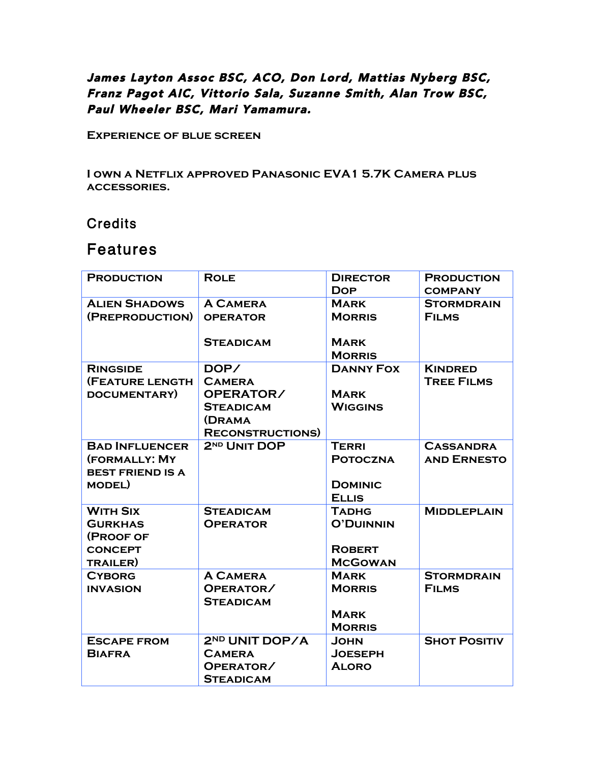***James Layton Assoc BSC, ACO, Don Lord, Mattias Nyberg BSC, Franz Pagot AIC, Vittorio Sala, Suzanne Smith, Alan Trow BSC, Paul Wheeler BSC, Mari Yamamura.***

**Experience of blue screen**

**I own a Netflix approved Panasonic EVA1 5.7K Camera plus accessories.**

## Credits

## Features

| Production | Role | Director DoP | Production company |
|---|---|---|---|
| Alien Shadows (Preproduction) | A Camera operator<br><br>Steadicam | Mark Morris<br><br>Mark Morris | Stormdrain Films |
| Ringside (Feature length documentary) | DOP/ Camera OPERATOR/ Steadicam (Drama Reconstructions) | Danny Fox<br><br>Mark Wiggins | Kindred Tree Films |
| Bad Influencer (formally: My best friend is a model) | 2nd Unit DOP | Terri Potoczna<br><br>Dominic Ellis | Cassandra and Ernesto |
| With Six Gurkhas (Proof of concept trailer) | Steadicam Operator | Tadhg O'Duinnin<br><br>Robert McGowan | Middleplain |
| Cyborg invasion | A Camera Operator/ Steadicam | Mark Morris<br><br>Mark Morris | Stormdrain Films |
| Escape from Biafra | 2nd Unit DOP/A Camera Operator/ Steadicam | John Joeseph Aloro | Shot Positiv |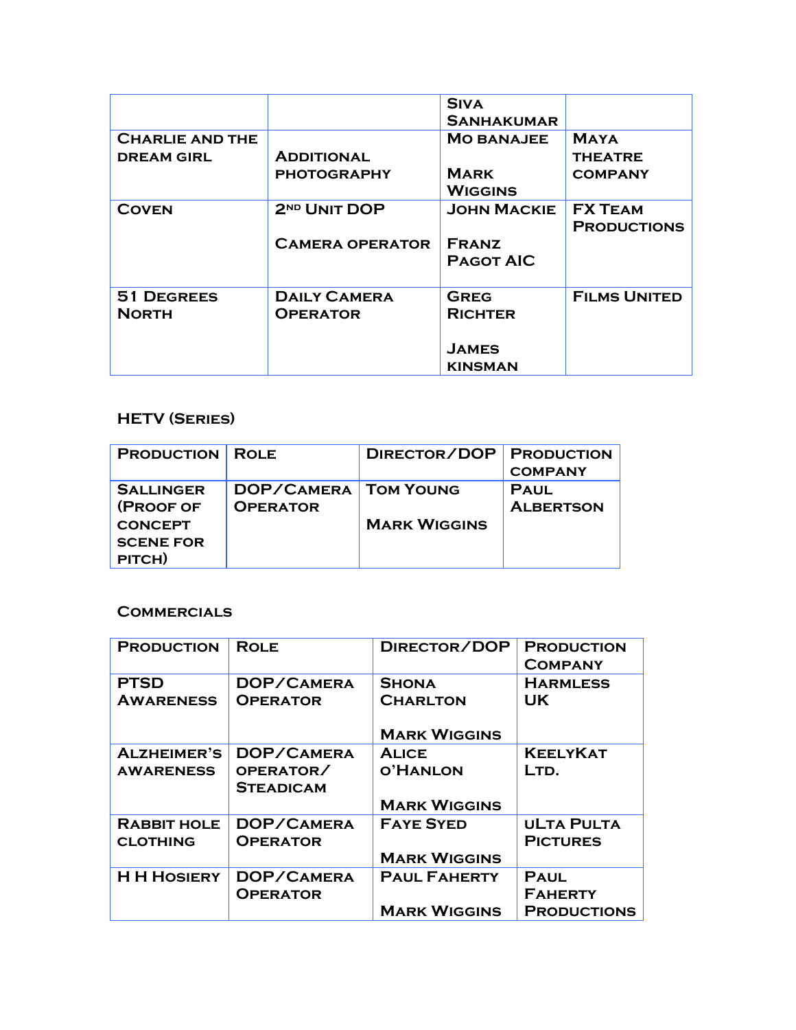| | | Siva Sanhakumar | |
|---|---|---|---|
| Charlie and the dream girl | Additional photography | Mo Banajee<br><br>Mark Wiggins | Maya theatre company |
| Coven | 2nd Unit DOP<br><br>Camera operator | John Mackie<br><br>Franz Pagot AIC | FX Team Productions |
| 51 Degrees North | Daily Camera Operator | Greg Richter<br><br>James kinsman | Films United |

### HETV (Series)

| Production | Role | Director/DOP | Production company |
|---|---|---|---|
| Sallinger (Proof of concept scene for pitch) | DOP/Camera Operator | Tom Young<br><br>Mark Wiggins | Paul Albertson |

### Commercials

| Production | Role | Director/DOP | Production Company |
|---|---|---|---|
| PTSD Awareness | DOP/Camera Operator | Shona Charlton<br><br>Mark Wiggins | Harmless UK |
| Alzheimer's awareness | DOP/Camera operator/ Steadicam | Alice o'Hanlon<br><br>Mark Wiggins | KeelyKat Ltd. |
| Rabbit hole clothing | DOP/Camera Operator | Faye Syed<br><br>Mark Wiggins | uLta Pulta Pictures |
| H H Hosiery | DOP/Camera Operator | Paul Faherty<br><br>Mark Wiggins | Paul Faherty Productions |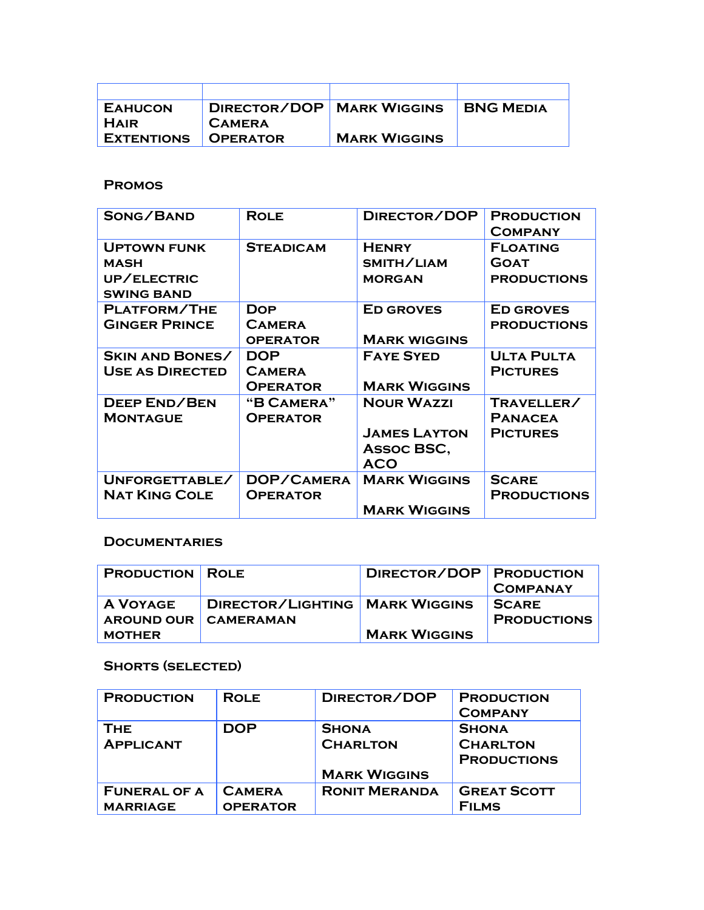| | | | |
|---|---|---|---|
| Eahucon Hair Extentions | Director/DOP Camera Operator | Mark Wiggins<br><br>Mark Wiggins | BNG Media |

### Promos

| Song/Band | Role | Director/DOP | Production Company |
|---|---|---|---|
| Uptown funk mash up/Electric swing band | Steadicam | Henry smith/Liam Morgan | Floating Goat productions |
| Platform/The Ginger Prince | Dop Camera operator | Ed groves<br><br>Mark wiggins | Ed groves productions |
| Skin and Bones/ Use as Directed | DOP Camera Operator | Faye Syed<br><br>Mark Wiggins | Ulta Pulta Pictures |
| Deep End/Ben Montague | "B Camera" Operator | Nour Wazzi<br><br>James Layton Assoc BSC, ACO | Traveller/ Panacea Pictures |
| Unforgettable/ Nat King Cole | DOP/Camera Operator | Mark Wiggins<br><br>Mark Wiggins | Scare Productions |

### Documentaries

| Production | Role | Director/DOP | Production Companay |
|---|---|---|---|
| A Voyage around our mother | Director/Lighting cameraman | Mark Wiggins<br><br>Mark Wiggins | Scare Productions |

### Shorts (selected)

| Production | Role | Director/DOP | Production Company |
|---|---|---|---|
| The Applicant | DOP | Shona Charlton<br><br>Mark Wiggins | Shona Charlton Productions |
| Funeral of a marriage | Camera operator | Ronit Meranda | Great Scott Films |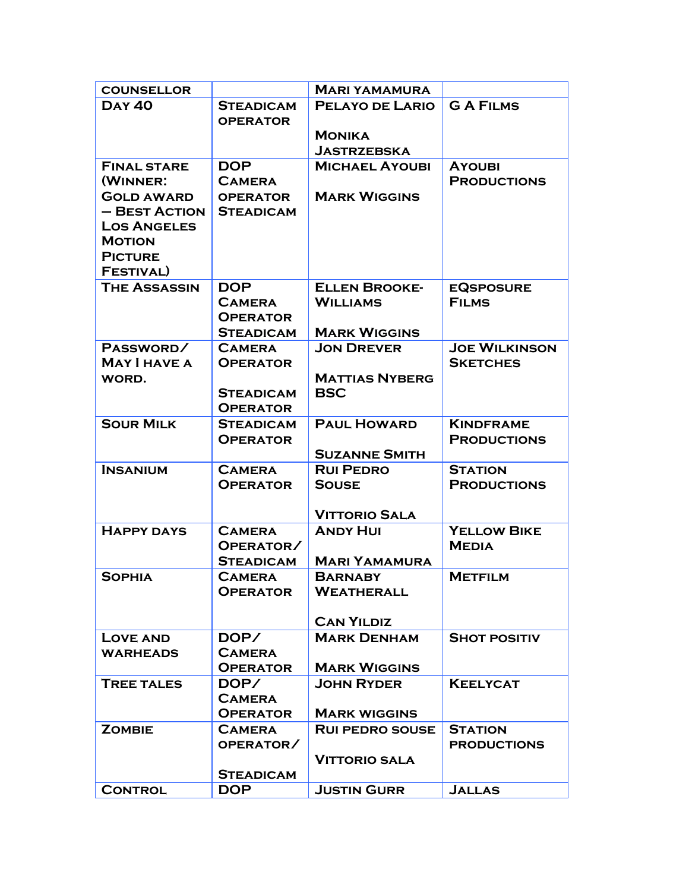| COUNSELLOR | | MARI YAMAMURA | |
|---|---|---|---|
| DAY 40 | STEADICAM OPERATOR | PELAYO DE LARIO<br><br>MONIKA JASTRZEBSKA | G A FILMS |
| FINAL STARE (WINNER: GOLD AWARD – BEST ACTION LOS ANGELES MOTION PICTURE FESTIVAL) | DOP<br>CAMERA OPERATOR<br>STEADICAM | MICHAEL AYOUBI<br><br>MARK WIGGINS | AYOUBI PRODUCTIONS |
| THE ASSASSIN | DOP<br>CAMERA OPERATOR<br>STEADICAM | ELLEN BROOKE-WILLIAMS<br><br>MARK WIGGINS | EQSPOSURE FILMS |
| PASSWORD/ MAY I HAVE A WORD. | CAMERA OPERATOR<br><br>STEADICAM OPERATOR | JON DREVER<br><br>MATTIAS NYBERG BSC | JOE WILKINSON SKETCHES |
| SOUR MILK | STEADICAM OPERATOR | PAUL HOWARD<br><br>SUZANNE SMITH | KINDFRAME PRODUCTIONS |
| INSANIUM | CAMERA OPERATOR | RUI PEDRO SOUSE<br><br>VITTORIO SALA | STATION PRODUCTIONS |
| HAPPY DAYS | CAMERA OPERATOR/<br>STEADICAM | ANDY HUI<br><br>MARI YAMAMURA | YELLOW BIKE MEDIA |
| SOPHIA | CAMERA OPERATOR | BARNABY WEATHERALL<br><br>CAN YILDIZ | METFILM |
| LOVE AND WARHEADS | DOP/<br>CAMERA OPERATOR | MARK DENHAM<br><br>MARK WIGGINS | SHOT POSITIV |
| TREE TALES | DOP/<br>CAMERA OPERATOR | JOHN RYDER<br><br>MARK WIGGINS | KEELYCAT |
| ZOMBIE | CAMERA OPERATOR/<br><br>STEADICAM | RUI PEDRO SOUSE<br><br>VITTORIO SALA | STATION PRODUCTIONS |
| CONTROL | DOP | JUSTIN GURR | JALLAS |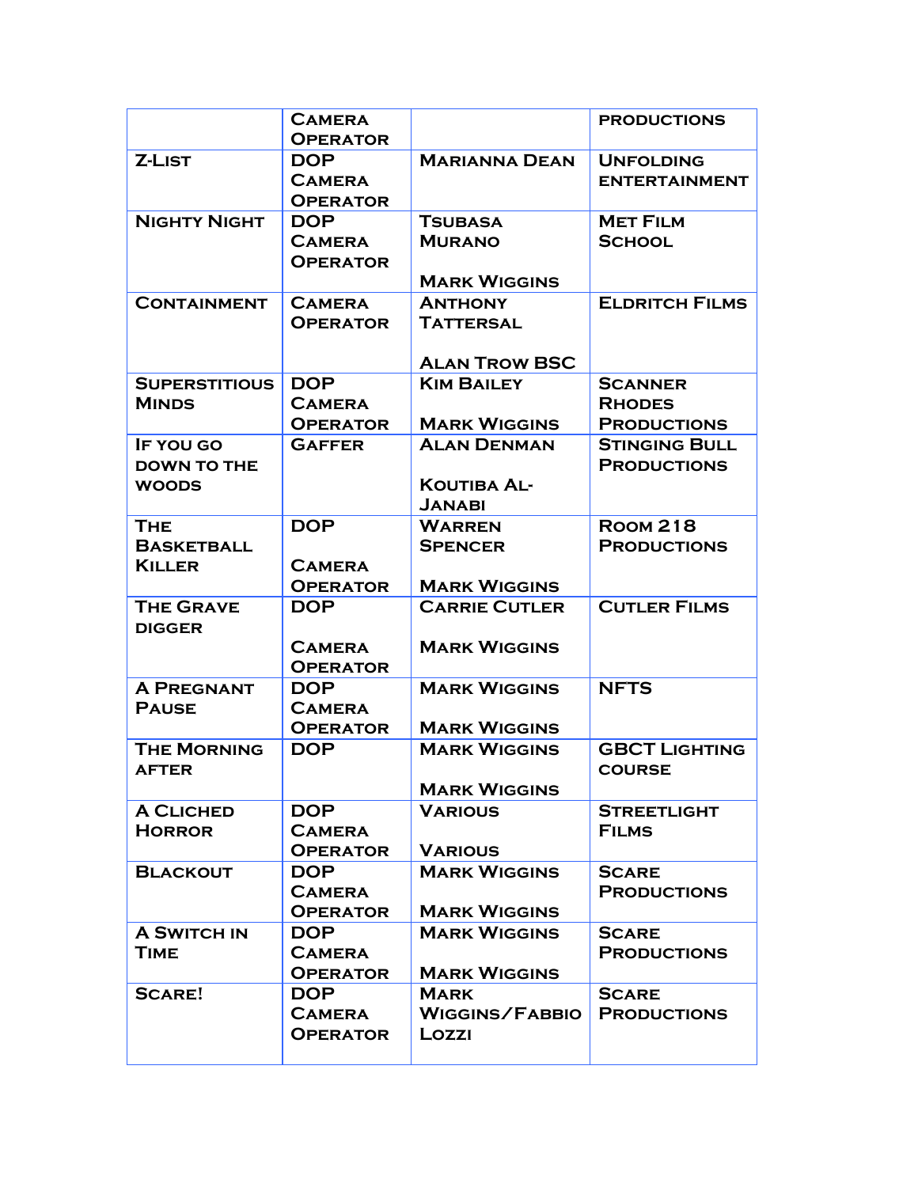| | | | |
|---|---|---|---|
| | Camera Operator | | Productions |
| Z-List | DOP Camera Operator | Marianna Dean | Unfolding entertainment |
| Nighty Night | DOP Camera Operator | Tsubasa Murano<br><br>Mark Wiggins | Met Film School |
| Containment | Camera Operator | Anthony Tattersal<br><br>Alan Trow BSC | Eldritch Films |
| Superstitious Minds | DOP Camera Operator | Kim Bailey<br><br>Mark Wiggins | Scanner Rhodes Productions |
| If you go down to the woods | Gaffer | Alan Denman<br><br>Koutiba Al-Janabi | Stinging Bull Productions |
| The Basketball Killer | DOP<br><br>Camera Operator | Warren Spencer<br><br>Mark Wiggins | Room 218 Productions |
| The Grave digger | DOP<br><br>Camera Operator | Carrie Cutler<br><br>Mark Wiggins | Cutler Films |
| A Pregnant Pause | DOP Camera Operator | Mark Wiggins<br><br>Mark Wiggins | NFTS |
| The Morning after | DOP | Mark Wiggins<br><br>Mark Wiggins | GBCT Lighting course |
| A Cliched Horror | DOP Camera Operator | Various<br><br>Various | Streetlight Films |
| Blackout | DOP Camera Operator | Mark Wiggins<br><br>Mark Wiggins | Scare Productions |
| A Switch in Time | DOP Camera Operator | Mark Wiggins<br><br>Mark Wiggins | Scare Productions |
| Scare! | DOP Camera Operator | Mark Wiggins/Fabbio Lozzi | Scare Productions |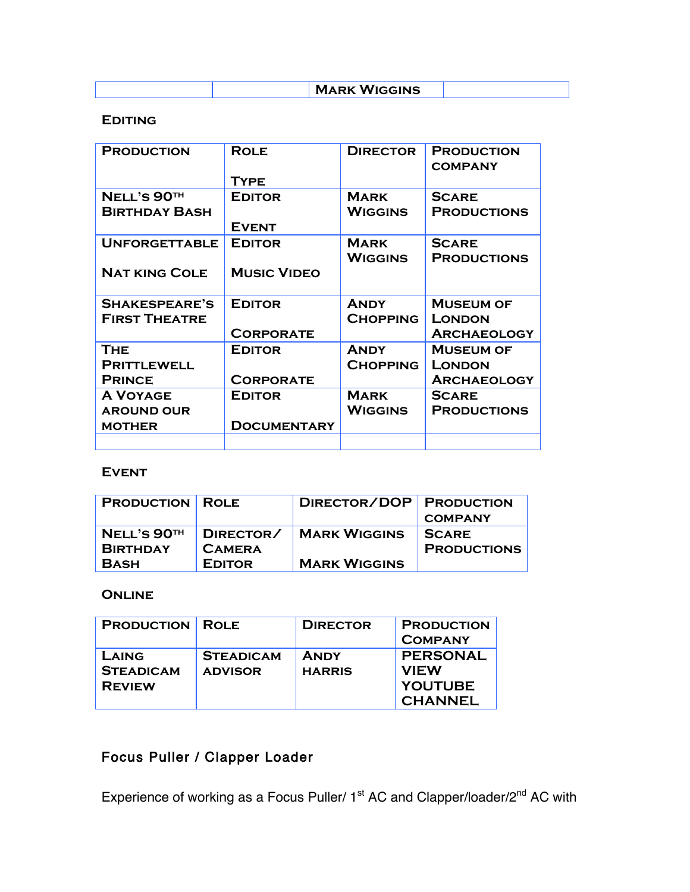| | | Mark Wiggins | |
|---|---|---|---|

### Editing

| Production | Role<br>Type | Director | Production company |
|---|---|---|---|
| Nell's 90th Birthday Bash | Editor<br>Event | Mark Wiggins | Scare Productions |
| Unforgettable<br>Nat King Cole | Editor<br>Music Video | Mark Wiggins | Scare Productions |
| Shakespeare's First Theatre | Editor<br>Corporate | Andy Chopping | Museum of London Archaeology |
| The Prittlewell Prince | Editor<br>Corporate | Andy Chopping | Museum of London Archaeology |
| A Voyage around our mother | Editor<br>Documentary | Mark Wiggins | Scare Productions |
| | | | |

### Event

| Production | Role | Director/DOP | Production company |
|---|---|---|---|
| Nell's 90th Birthday Bash | Director/ Camera Editor | Mark Wiggins<br>Mark Wiggins | Scare Productions |

### Online

| Production | Role | Director | Production Company |
|---|---|---|---|
| Laing Steadicam Review | Steadicam Advisor | Andy Harris | Personal View YouTube Channel |

### Focus Puller / Clapper Loader

Experience of working as a Focus Puller/ 1st AC and Clapper/loader/2nd AC with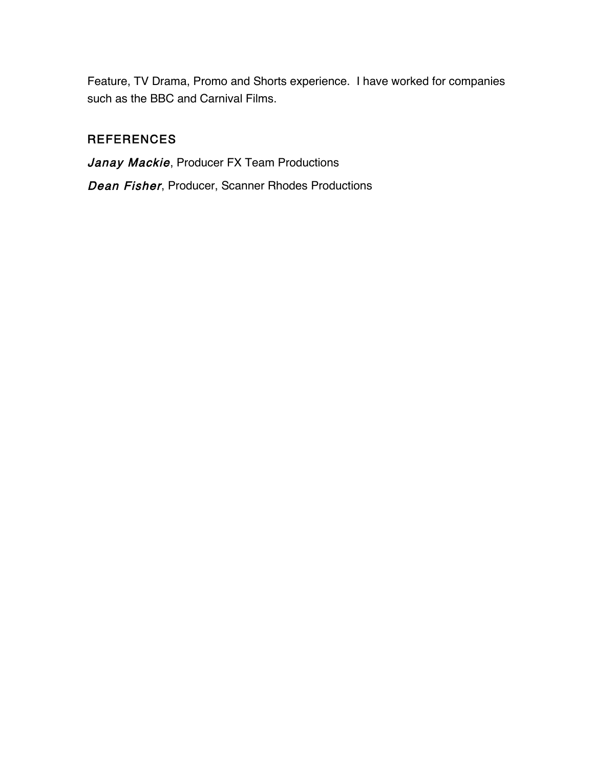Feature, TV Drama, Promo and Shorts experience. I have worked for companies such as the BBC and Carnival Films.

## REFERENCES

***Janay Mackie***, Producer FX Team Productions

***Dean Fisher***, Producer, Scanner Rhodes Productions